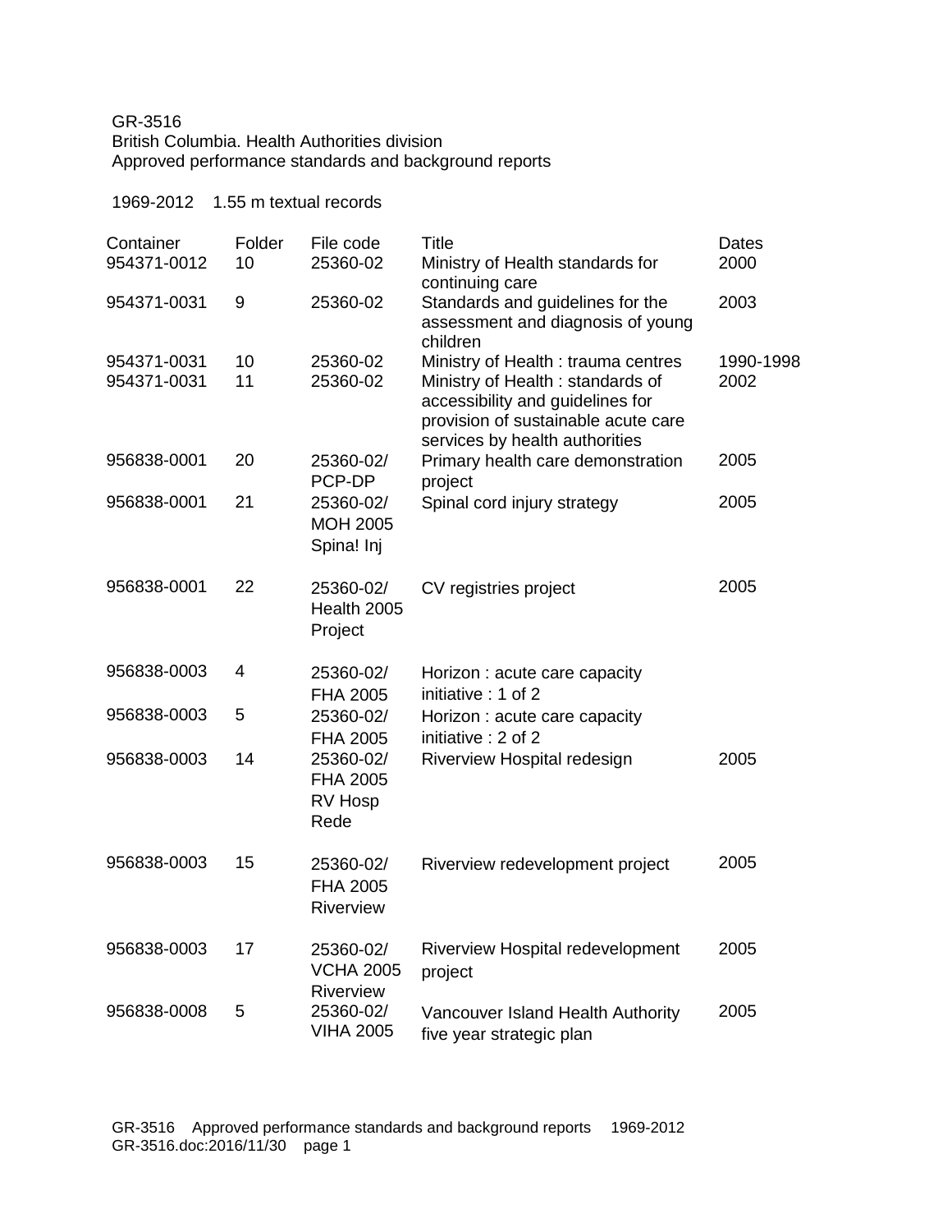GR-3516
British Columbia. Health Authorities division
Approved performance standards and background reports

1969-2012 1.55 m textual records

| Container | Folder | File code | Title | Dates |
| --- | --- | --- | --- | --- |
| 954371-0012 | 10 | 25360-02 | Ministry of Health standards for continuing care | 2000 |
| 954371-0031 | 9 | 25360-02 | Standards and guidelines for the assessment and diagnosis of young children | 2003 |
| 954371-0031 | 10 | 25360-02 | Ministry of Health : trauma centres | 1990-1998 |
| 954371-0031 | 11 | 25360-02 | Ministry of Health : standards of accessibility and guidelines for provision of sustainable acute care services by health authorities | 2002 |
| 956838-0001 | 20 | 25360-02/ PCP-DP | Primary health care demonstration project | 2005 |
| 956838-0001 | 21 | 25360-02/ MOH 2005 Spina! Inj | Spinal cord injury strategy | 2005 |
| 956838-0001 | 22 | 25360-02/ Health 2005 Project | CV registries project | 2005 |
| 956838-0003 | 4 | 25360-02/ FHA 2005 | Horizon : acute care capacity initiative : 1 of 2 | |
| 956838-0003 | 5 | 25360-02/ FHA 2005 | Horizon : acute care capacity initiative : 2 of 2 | |
| 956838-0003 | 14 | 25360-02/ FHA 2005 RV Hosp Rede | Riverview Hospital redesign | 2005 |
| 956838-0003 | 15 | 25360-02/ FHA 2005 Riverview | Riverview redevelopment project | 2005 |
| 956838-0003 | 17 | 25360-02/ VCHA 2005 Riverview | Riverview Hospital redevelopment project | 2005 |
| 956838-0008 | 5 | 25360-02/ VIHA 2005 | Vancouver Island Health Authority five year strategic plan | 2005 |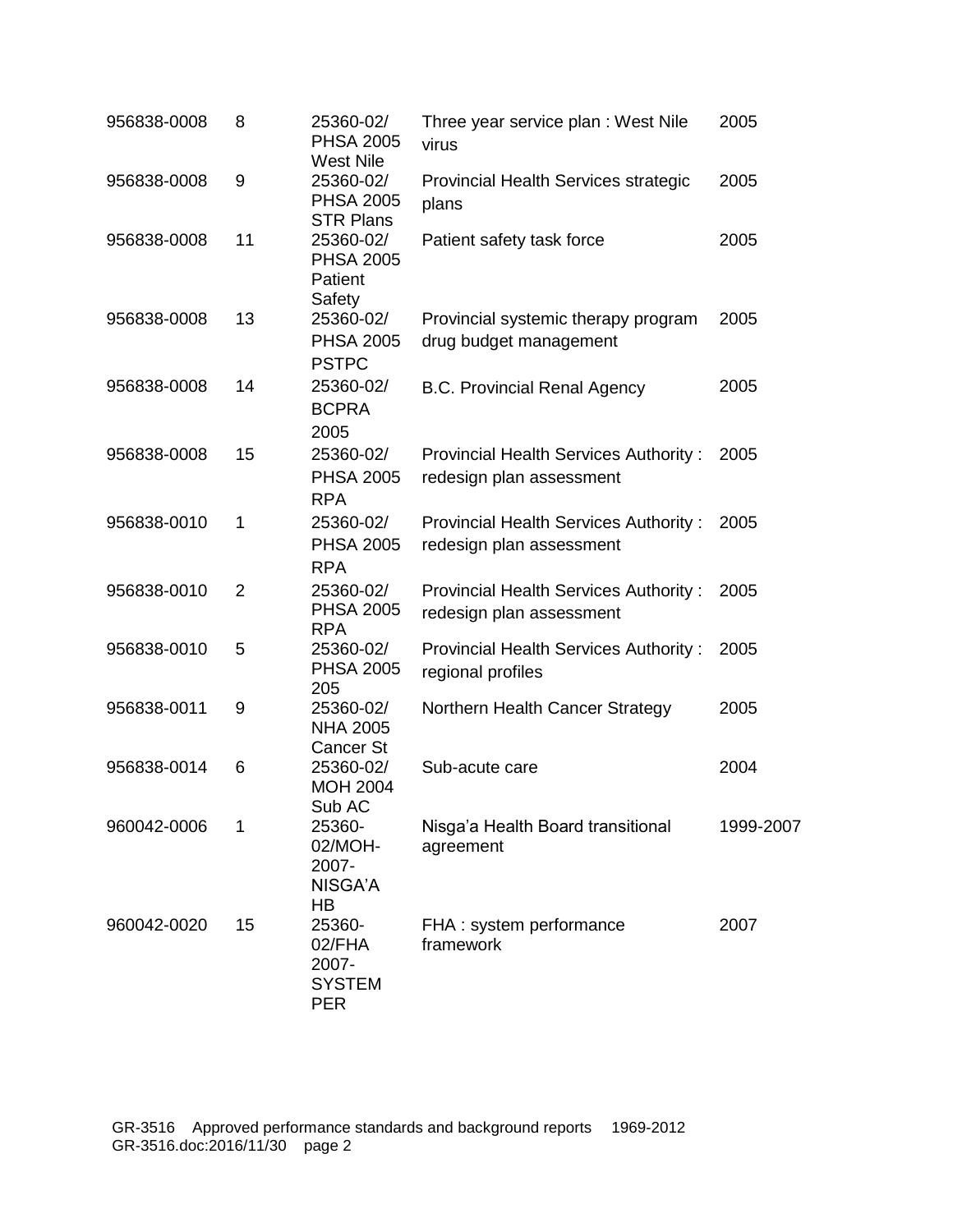| | | | | |
|---|---|---|---|---|
| 956838-0008 | 8 | 25360-02/ PHSA 2005 West Nile | Three year service plan : West Nile virus | 2005 |
| 956838-0008 | 9 | 25360-02/ PHSA 2005 STR Plans | Provincial Health Services strategic plans | 2005 |
| 956838-0008 | 11 | 25360-02/ PHSA 2005 Patient Safety | Patient safety task force | 2005 |
| 956838-0008 | 13 | 25360-02/ PHSA 2005 PSTPC | Provincial systemic therapy program drug budget management | 2005 |
| 956838-0008 | 14 | 25360-02/ BCPRA 2005 | B.C. Provincial Renal Agency | 2005 |
| 956838-0008 | 15 | 25360-02/ PHSA 2005 RPA | Provincial Health Services Authority : redesign plan assessment | 2005 |
| 956838-0010 | 1 | 25360-02/ PHSA 2005 RPA | Provincial Health Services Authority : redesign plan assessment | 2005 |
| 956838-0010 | 2 | 25360-02/ PHSA 2005 RPA | Provincial Health Services Authority : redesign plan assessment | 2005 |
| 956838-0010 | 5 | 25360-02/ PHSA 2005 205 | Provincial Health Services Authority : regional profiles | 2005 |
| 956838-0011 | 9 | 25360-02/ NHA 2005 Cancer St | Northern Health Cancer Strategy | 2005 |
| 956838-0014 | 6 | 25360-02/ MOH 2004 Sub AC | Sub-acute care | 2004 |
| 960042-0006 | 1 | 25360-02/MOH-2007-NISGA'A HB | Nisga'a Health Board transitional agreement | 1999-2007 |
| 960042-0020 | 15 | 25360-02/FHA 2007-SYSTEM PER | FHA : system performance framework | 2007 |

GR-3516 Approved performance standards and background reports 1969-2012
GR-3516.doc:2016/11/30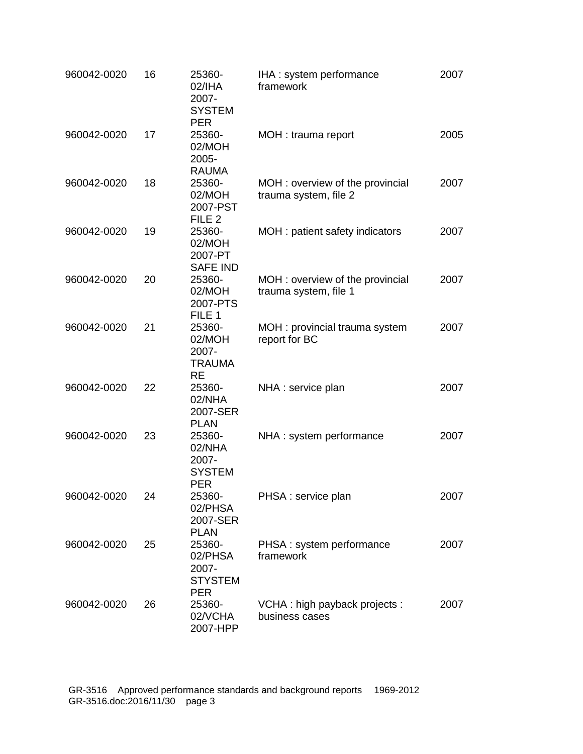| | | | | |
|---|---|---|---|---|
| 960042-0020 | 16 | 25360-02/IHA 2007-SYSTEM PER | IHA : system performance framework | 2007 |
| 960042-0020 | 17 | 25360-02/MOH 2005-RAUMA | MOH : trauma report | 2005 |
| 960042-0020 | 18 | 25360-02/MOH 2007-PST FILE 2 | MOH : overview of the provincial trauma system, file 2 | 2007 |
| 960042-0020 | 19 | 25360-02/MOH 2007-PT SAFE IND | MOH : patient safety indicators | 2007 |
| 960042-0020 | 20 | 25360-02/MOH 2007-PTS FILE 1 | MOH : overview of the provincial trauma system, file 1 | 2007 |
| 960042-0020 | 21 | 25360-02/MOH 2007-TRAUMA RE | MOH : provincial trauma system report for BC | 2007 |
| 960042-0020 | 22 | 25360-02/NHA 2007-SER PLAN | NHA : service plan | 2007 |
| 960042-0020 | 23 | 25360-02/NHA 2007-SYSTEM PER | NHA : system performance | 2007 |
| 960042-0020 | 24 | 25360-02/PHSA 2007-SER PLAN | PHSA : service plan | 2007 |
| 960042-0020 | 25 | 25360-02/PHSA 2007-STYSTEM PER | PHSA : system performance framework | 2007 |
| 960042-0020 | 26 | 25360-02/VCHA 2007-HPP | VCHA : high payback projects : business cases | 2007 |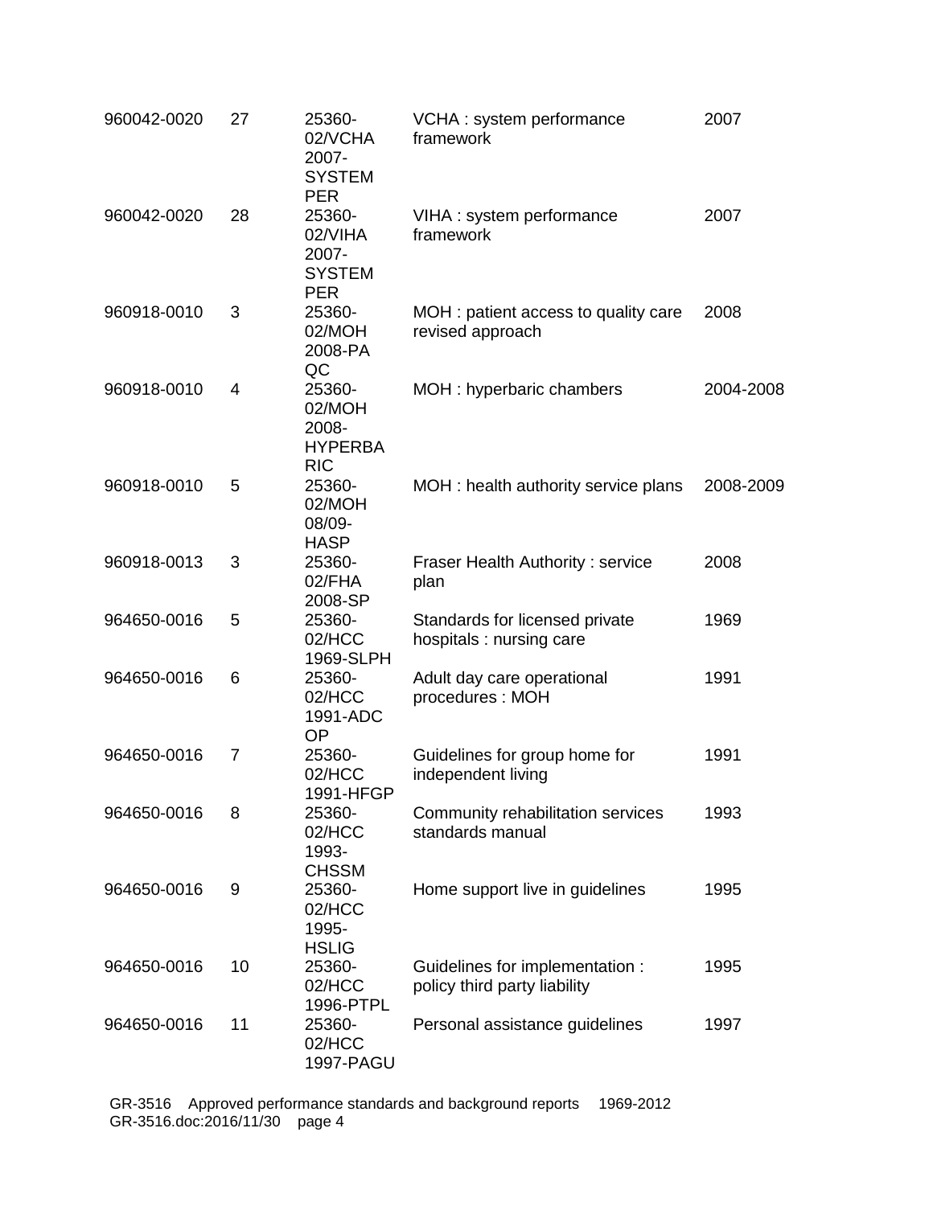| | | | | |
|---|---|---|---|---|
| 960042-0020 | 27 | 25360-02/VCHA 2007-SYSTEM PER | VCHA : system performance framework | 2007 |
| 960042-0020 | 28 | 25360-02/VIHA 2007-SYSTEM PER | VIHA : system performance framework | 2007 |
| 960918-0010 | 3 | 25360-02/MOH 2008-PA QC | MOH : patient access to quality care revised approach | 2008 |
| 960918-0010 | 4 | 25360-02/MOH 2008-HYPERBA RIC | MOH : hyperbaric chambers | 2004-2008 |
| 960918-0010 | 5 | 25360-02/MOH 08/09-HASP | MOH : health authority service plans | 2008-2009 |
| 960918-0013 | 3 | 25360-02/FHA 2008-SP | Fraser Health Authority : service plan | 2008 |
| 964650-0016 | 5 | 25360-02/HCC 1969-SLPH | Standards for licensed private hospitals : nursing care | 1969 |
| 964650-0016 | 6 | 25360-02/HCC 1991-ADC OP | Adult day care operational procedures : MOH | 1991 |
| 964650-0016 | 7 | 25360-02/HCC 1991-HFGP | Guidelines for group home for independent living | 1991 |
| 964650-0016 | 8 | 25360-02/HCC 1993-CHSSM | Community rehabilitation services standards manual | 1993 |
| 964650-0016 | 9 | 25360-02/HCC 1995-HSLIG | Home support live in guidelines | 1995 |
| 964650-0016 | 10 | 25360-02/HCC 1996-PTPL | Guidelines for implementation : policy third party liability | 1995 |
| 964650-0016 | 11 | 25360-02/HCC 1997-PAGU | Personal assistance guidelines | 1997 |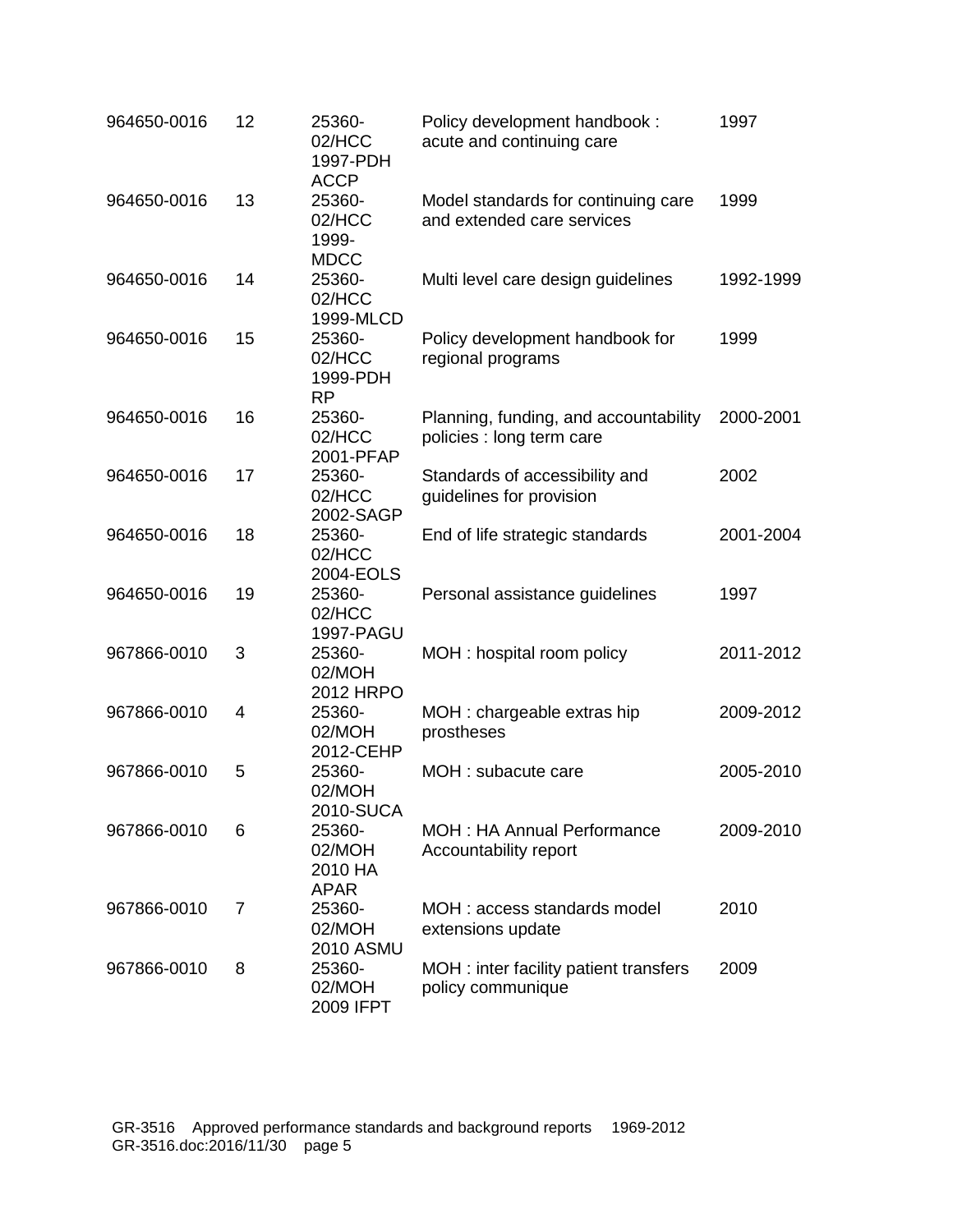| | | | | |
|---|---|---|---|---|
| 964650-0016 | 12 | 25360-02/HCC 1997-PDH ACCP | Policy development handbook : acute and continuing care | 1997 |
| 964650-0016 | 13 | 25360-02/HCC 1999-MDCC | Model standards for continuing care and extended care services | 1999 |
| 964650-0016 | 14 | 25360-02/HCC 1999-MLCD | Multi level care design guidelines | 1992-1999 |
| 964650-0016 | 15 | 25360-02/HCC 1999-PDH RP | Policy development handbook for regional programs | 1999 |
| 964650-0016 | 16 | 25360-02/HCC 2001-PFAP | Planning, funding, and accountability policies : long term care | 2000-2001 |
| 964650-0016 | 17 | 25360-02/HCC 2002-SAGP | Standards of accessibility and guidelines for provision | 2002 |
| 964650-0016 | 18 | 25360-02/HCC 2004-EOLS | End of life strategic standards | 2001-2004 |
| 964650-0016 | 19 | 25360-02/HCC 1997-PAGU | Personal assistance guidelines | 1997 |
| 967866-0010 | 3 | 25360-02/MOH 2012 HRPO | MOH : hospital room policy | 2011-2012 |
| 967866-0010 | 4 | 25360-02/MOH 2012-CEHP | MOH : chargeable extras hip prostheses | 2009-2012 |
| 967866-0010 | 5 | 25360-02/MOH 2010-SUCA | MOH : subacute care | 2005-2010 |
| 967866-0010 | 6 | 25360-02/MOH 2010 HA APAR | MOH : HA Annual Performance Accountability report | 2009-2010 |
| 967866-0010 | 7 | 25360-02/MOH 2010 ASMU | MOH : access standards model extensions update | 2010 |
| 967866-0010 | 8 | 25360-02/MOH 2009 IFPT | MOH : inter facility patient transfers policy communique | 2009 |